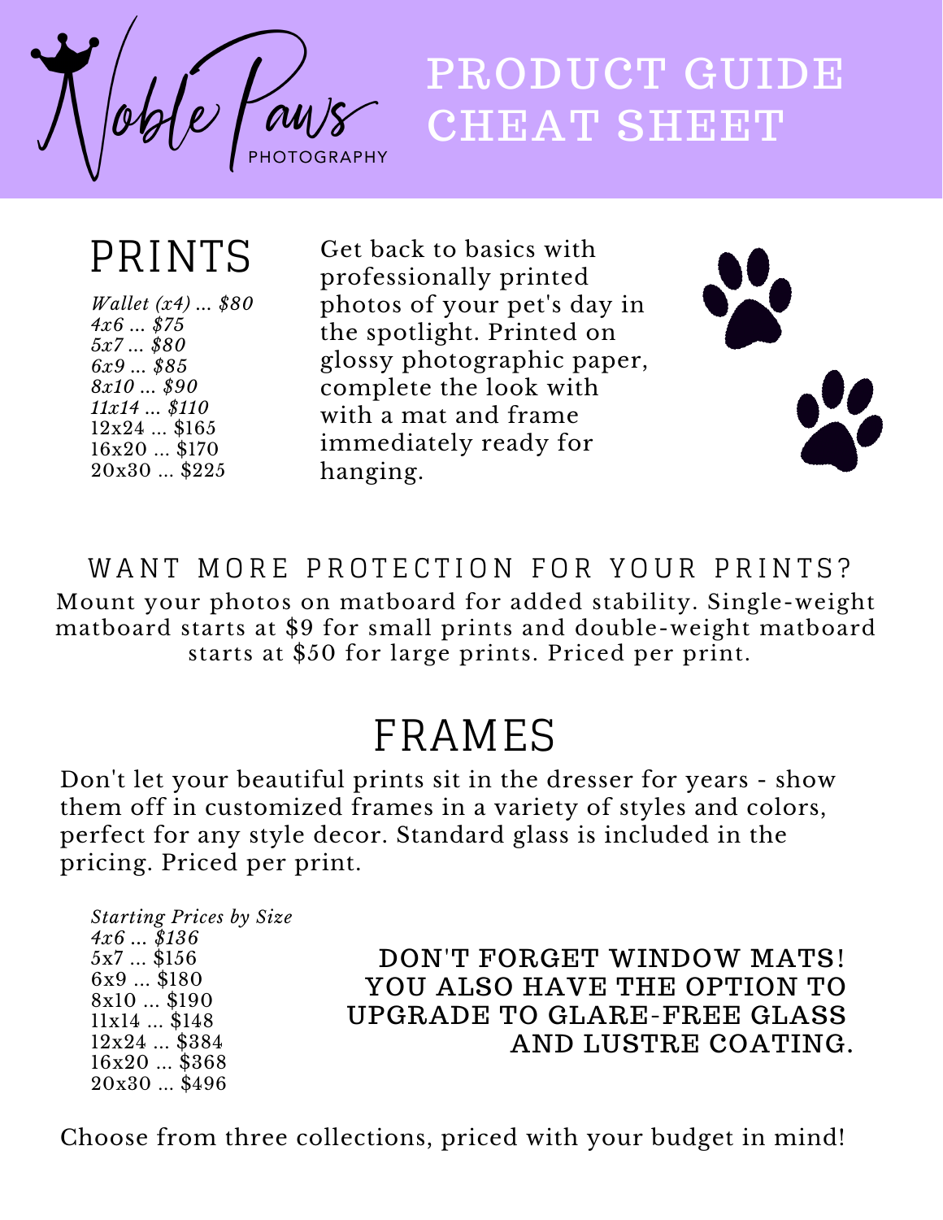# Noble Paws PHOTOGRAPHY

# PRODUCT GUIDE CHEAT SHEET

## PRINTS

*Wallet (x4) ... $80*
*4x6 ... $75*
*5x7 ... $80*
*6x9 ... $85*
*8x10 ... $90*
*11x14 ... $110*
12x24 ... $165
16x20 ... $170
20x30 ... $225

Get back to basics with professionally printed photos of your pet's day in the spotlight. Printed on glossy photographic paper, complete the look with with a mat and frame immediately ready for hanging.

### WANT MORE PROTECTION FOR YOUR PRINTS?

Mount your photos on matboard for added stability. Single-weight matboard starts at $9 for small prints and double-weight matboard starts at $50 for large prints. Priced per print.

## FRAMES

Don't let your beautiful prints sit in the dresser for years - show them off in customized frames in a variety of styles and colors, perfect for any style decor. Standard glass is included in the pricing. Priced per print.

*Starting Prices by Size*
*4x6 ... $136*
5x7 ... $156
6x9 ... $180
8x10 ... $190
11x14 ... $148
12x24 ... $384
16x20 ... $368
20x30 ... $496

**DON'T FORGET WINDOW MATS! YOU ALSO HAVE THE OPTION TO UPGRADE TO GLARE-FREE GLASS AND LUSTRE COATING.**

Choose from three collections, priced with your budget in mind!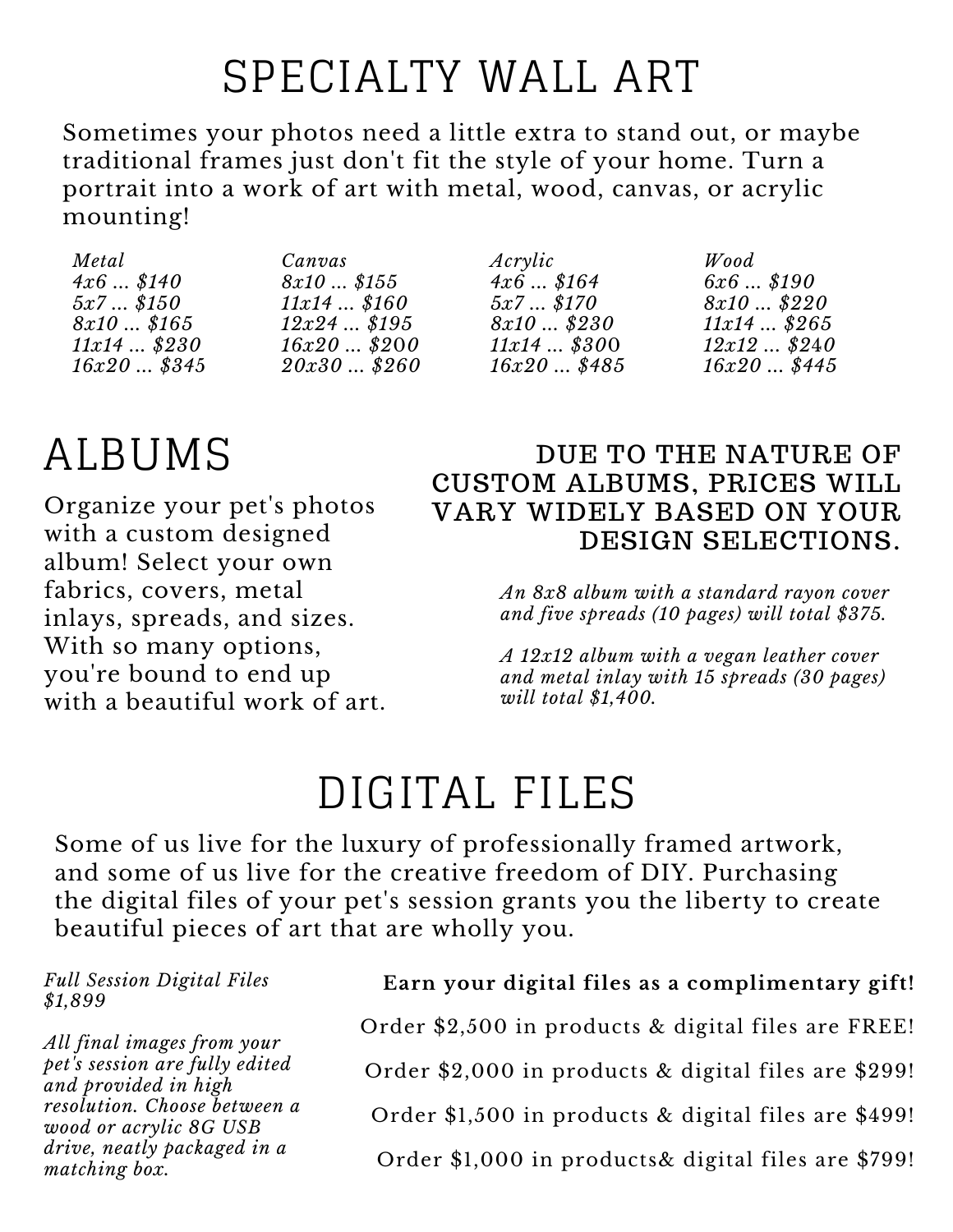# SPECIALTY WALL ART

Sometimes your photos need a little extra to stand out, or maybe traditional frames just don't fit the style of your home. Turn a portrait into a work of art with metal, wood, canvas, or acrylic mounting!

| *Metal* | *Canvas* | *Acrylic* | *Wood* |
|---|---|---|---|
| *4x6 ... $140* | *8x10 ... $155* | *4x6 ... $164* | *6x6 ... $190* |
| *5x7 ... $150* | *11x14 ... $160* | *5x7 ... $170* | *8x10 ... $220* |
| *8x10 ... $165* | *12x24 ... $195* | *8x10 ... $230* | *11x14 ... $265* |
| *11x14 ... $230* | *16x20 ... $200* | *11x14 ... $300* | *12x12 ... $240* |
| *16x20 ... $345* | *20x30 ... $260* | *16x20 ... $485* | *16x20 ... $445* |

# ALBUMS

Organize your pet's photos with a custom designed album! Select your own fabrics, covers, metal inlays, spreads, and sizes. With so many options, you're bound to end up with a beautiful work of art.

**DUE TO THE NATURE OF CUSTOM ALBUMS, PRICES WILL VARY WIDELY BASED ON YOUR DESIGN SELECTIONS.**

*An 8x8 album with a standard rayon cover and five spreads (10 pages) will total $375.*

*A 12x12 album with a vegan leather cover and metal inlay with 15 spreads (30 pages) will total $1,400.*

# DIGITAL FILES

Some of us live for the luxury of professionally framed artwork, and some of us live for the creative freedom of DIY. Purchasing the digital files of your pet's session grants you the liberty to create beautiful pieces of art that are wholly you.

*Full Session Digital Files*
*$1,899*

*All final images from your pet's session are fully edited and provided in high resolution. Choose between a wood or acrylic 8G USB drive, neatly packaged in a matching box.*

**Earn your digital files as a complimentary gift!**

Order $2,500 in products & digital files are FREE!

Order $2,000 in products & digital files are $299!

Order $1,500 in products & digital files are $499!

Order $1,000 in products& digital files are $799!